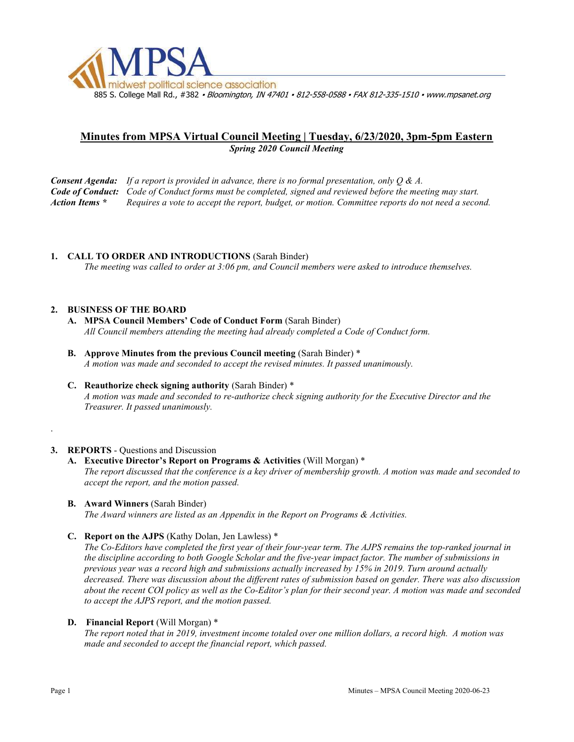**MPSA**
midwest political science association
885 S. College Mall Rd., #382 ▪ *Bloomington, IN 47401 ▪ 812-558-0588 ▪ FAX 812-335-1510 ▪ www.mpsanet.org*

# Minutes from MPSA Virtual Council Meeting | Tuesday, 6/23/2020, 3pm-5pm Eastern

***Spring 2020 Council Meeting***

***Consent Agenda:*** *If a report is provided in advance, there is no formal presentation, only Q & A.*
***Code of Conduct:*** *Code of Conduct forms must be completed, signed and reviewed before the meeting may start.*
***Action Items \**** *Requires a vote to accept the report, budget, or motion. Committee reports do not need a second.*

1. **CALL TO ORDER AND INTRODUCTIONS** (Sarah Binder)
   *The meeting was called to order at 3:06 pm, and Council members were asked to introduce themselves.*

2. **BUSINESS OF THE BOARD**
   - **A. MPSA Council Members' Code of Conduct Form** (Sarah Binder)
     *All Council members attending the meeting had already completed a Code of Conduct form.*
   - **B. Approve Minutes from the previous Council meeting** (Sarah Binder) *
     *A motion was made and seconded to accept the revised minutes. It passed unanimously.*
   - **C. Reauthorize check signing authority** (Sarah Binder) *
     *A motion was made and seconded to re-authorize check signing authority for the Executive Director and the Treasurer. It passed unanimously.*

3. **REPORTS** - Questions and Discussion
   - **A. Executive Director's Report on Programs & Activities** (Will Morgan) *
     *The report discussed that the conference is a key driver of membership growth. A motion was made and seconded to accept the report, and the motion passed.*
   - **B. Award Winners** (Sarah Binder)
     *The Award winners are listed as an Appendix in the Report on Programs & Activities.*
   - **C. Report on the AJPS** (Kathy Dolan, Jen Lawless) *
     *The Co-Editors have completed the first year of their four-year term. The AJPS remains the top-ranked journal in the discipline according to both Google Scholar and the five-year impact factor. The number of submissions in previous year was a record high and submissions actually increased by 15% in 2019. Turn around actually decreased. There was discussion about the different rates of submission based on gender. There was also discussion about the recent COI policy as well as the Co-Editor's plan for their second year. A motion was made and seconded to accept the AJPS report, and the motion passed.*
   - **D. Financial Report** (Will Morgan) *
     *The report noted that in 2019, investment income totaled over one million dollars, a record high. A motion was made and seconded to accept the financial report, which passed.*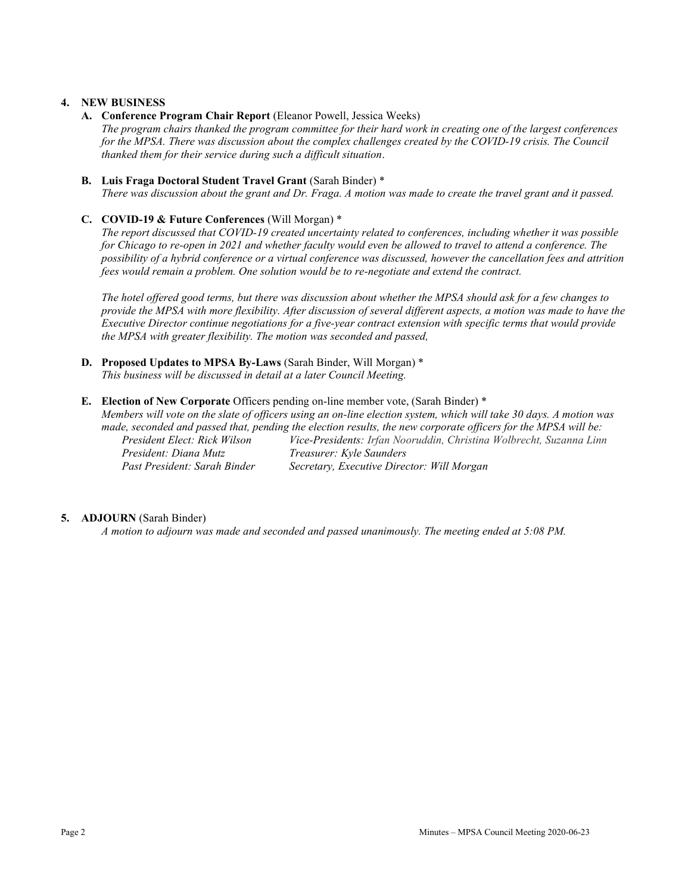4. **NEW BUSINESS**

   A. **Conference Program Chair Report** (Eleanor Powell, Jessica Weeks)
   *The program chairs thanked the program committee for their hard work in creating one of the largest conferences for the MPSA. There was discussion about the complex challenges created by the COVID-19 crisis. The Council thanked them for their service during such a difficult situation*.

   B. **Luis Fraga Doctoral Student Travel Grant** (Sarah Binder) *
   *There was discussion about the grant and Dr. Fraga. A motion was made to create the travel grant and it passed.*

   C. **COVID-19 & Future Conferences** (Will Morgan) *
   *The report discussed that COVID-19 created uncertainty related to conferences, including whether it was possible for Chicago to re-open in 2021 and whether faculty would even be allowed to travel to attend a conference. The possibility of a hybrid conference or a virtual conference was discussed, however the cancellation fees and attrition fees would remain a problem. One solution would be to re-negotiate and extend the contract.*

   *The hotel offered good terms, but there was discussion about whether the MPSA should ask for a few changes to provide the MPSA with more flexibility. After discussion of several different aspects, a motion was made to have the Executive Director continue negotiations for a five-year contract extension with specific terms that would provide the MPSA with greater flexibility. The motion was seconded and passed,*

   D. **Proposed Updates to MPSA By-Laws** (Sarah Binder, Will Morgan) *
   *This business will be discussed in detail at a later Council Meeting.*

   E. **Election of New Corporate** Officers pending on-line member vote, (Sarah Binder) *
   *Members will vote on the slate of officers using an on-line election system, which will take 30 days. A motion was made, seconded and passed that, pending the election results, the new corporate officers for the MPSA will be:*

   *President Elect: Rick Wilson*
   *President: Diana Mutz*
   *Past President: Sarah Binder*
   *Vice-Presidents: Irfan Nooruddin, Christina Wolbrecht, Suzanna Linn*
   *Treasurer: Kyle Saunders*
   *Secretary, Executive Director: Will Morgan*

5. **ADJOURN** (Sarah Binder)
   *A motion to adjourn was made and seconded and passed unanimously. The meeting ended at 5:08 PM.*